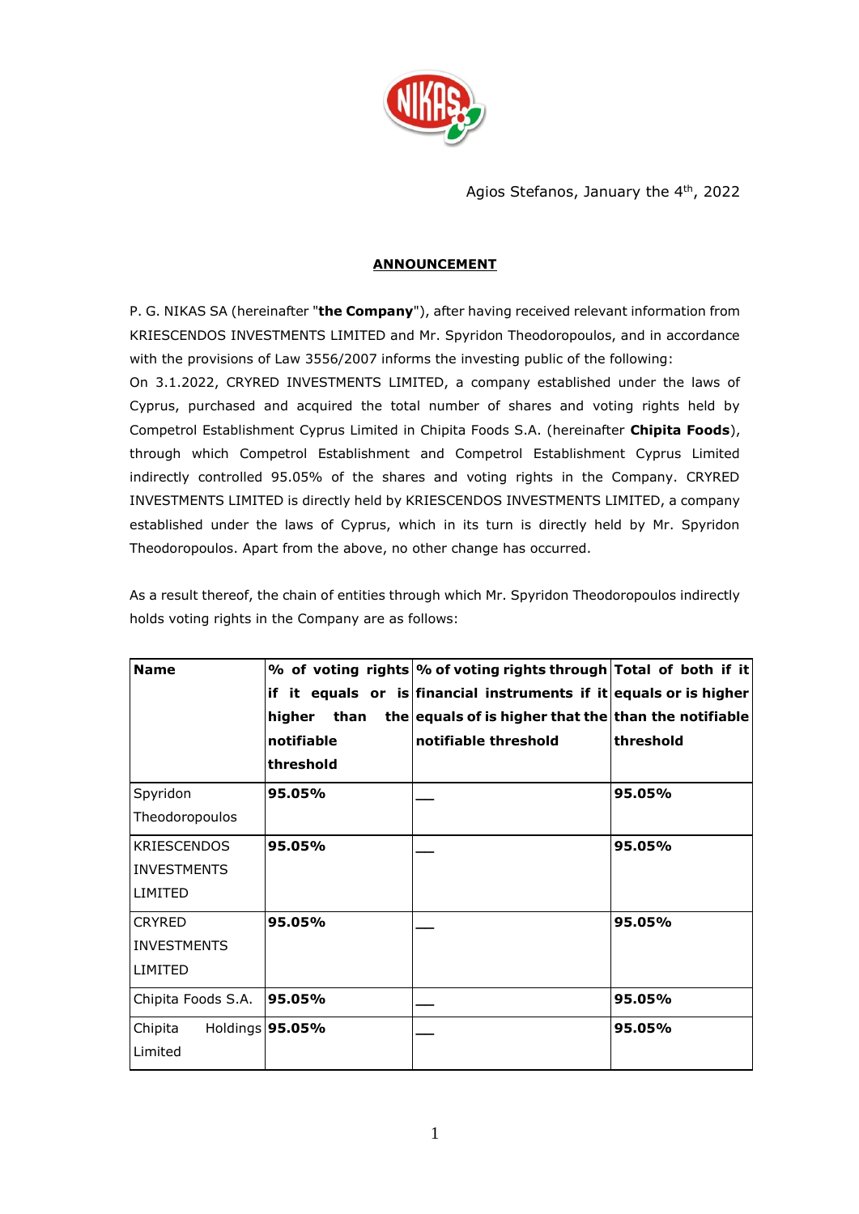Agios Stefanos, January the 4th, 2022

## ANNOUNCEMENT

P. G. NIKAS SA (hereinafter "**the Company**"), after having received relevant information from KRIESCENDOS INVESTMENTS LIMITED and Mr. Spyridon Theodoropoulos, and in accordance with the provisions of Law 3556/2007 informs the investing public of the following:

On 3.1.2022, CRYRED INVESTMENTS LIMITED, a company established under the laws of Cyprus, purchased and acquired the total number of shares and voting rights held by Competrol Establishment Cyprus Limited in Chipita Foods S.A. (hereinafter **Chipita Foods**), through which Competrol Establishment and Competrol Establishment Cyprus Limited indirectly controlled 95.05% of the shares and voting rights in the Company. CRYRED INVESTMENTS LIMITED is directly held by KRIESCENDOS INVESTMENTS LIMITED, a company established under the laws of Cyprus, which in its turn is directly held by Mr. Spyridon Theodoropoulos. Apart from the above, no other change has occurred.

As a result thereof, the chain of entities through which Mr. Spyridon Theodoropoulos indirectly holds voting rights in the Company are as follows:

| Name | % of voting rights if it equals or is higher than the notifiable threshold | % of voting rights through financial instruments if it equals of is higher that the notifiable threshold | Total of both if it equals or is higher than the notifiable threshold |
|---|---|---|---|
| Spyridon Theodoropoulos | **95.05%** | ___ | **95.05%** |
| KRIESCENDOS INVESTMENTS LIMITED | **95.05%** | ___ | **95.05%** |
| CRYRED INVESTMENTS LIMITED | **95.05%** | ___ | **95.05%** |
| Chipita Foods S.A. | **95.05%** | ___ | **95.05%** |
| Chipita Holdings Limited | **95.05%** | ___ | **95.05%** |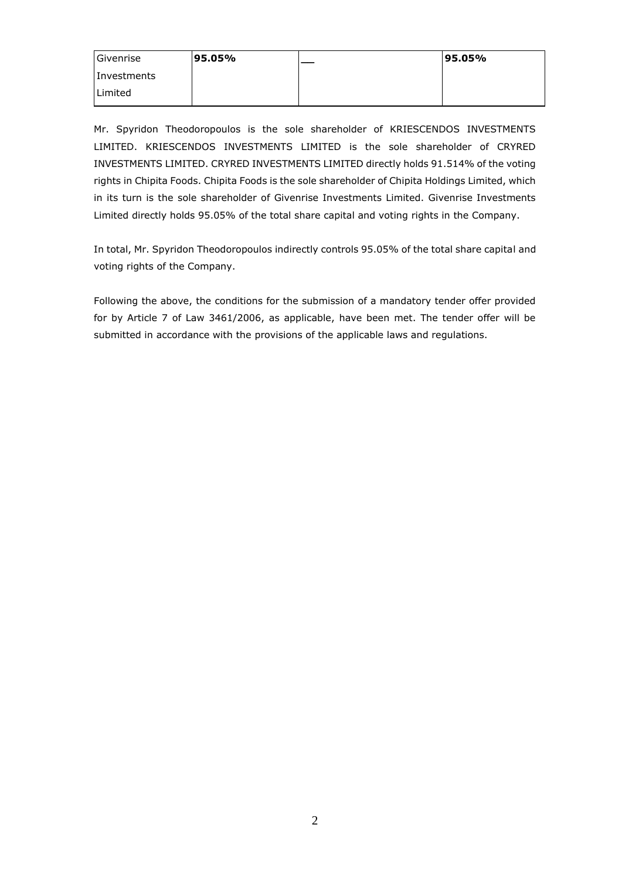| | | | |
|---|---|---|---|
| Givenrise Investments Limited | **95.05%** | __ | **95.05%** |

Mr. Spyridon Theodoropoulos is the sole shareholder of KRIESCENDOS INVESTMENTS LIMITED. KRIESCENDOS INVESTMENTS LIMITED is the sole shareholder of CRYRED INVESTMENTS LIMITED. CRYRED INVESTMENTS LIMITED directly holds 91.514% of the voting rights in Chipita Foods. Chipita Foods is the sole shareholder of Chipita Holdings Limited, which in its turn is the sole shareholder of Givenrise Investments Limited. Givenrise Investments Limited directly holds 95.05% of the total share capital and voting rights in the Company.

In total, Mr. Spyridon Theodoropoulos indirectly controls 95.05% of the total share capital and voting rights of the Company.

Following the above, the conditions for the submission of a mandatory tender offer provided for by Article 7 of Law 3461/2006, as applicable, have been met. The tender offer will be submitted in accordance with the provisions of the applicable laws and regulations.